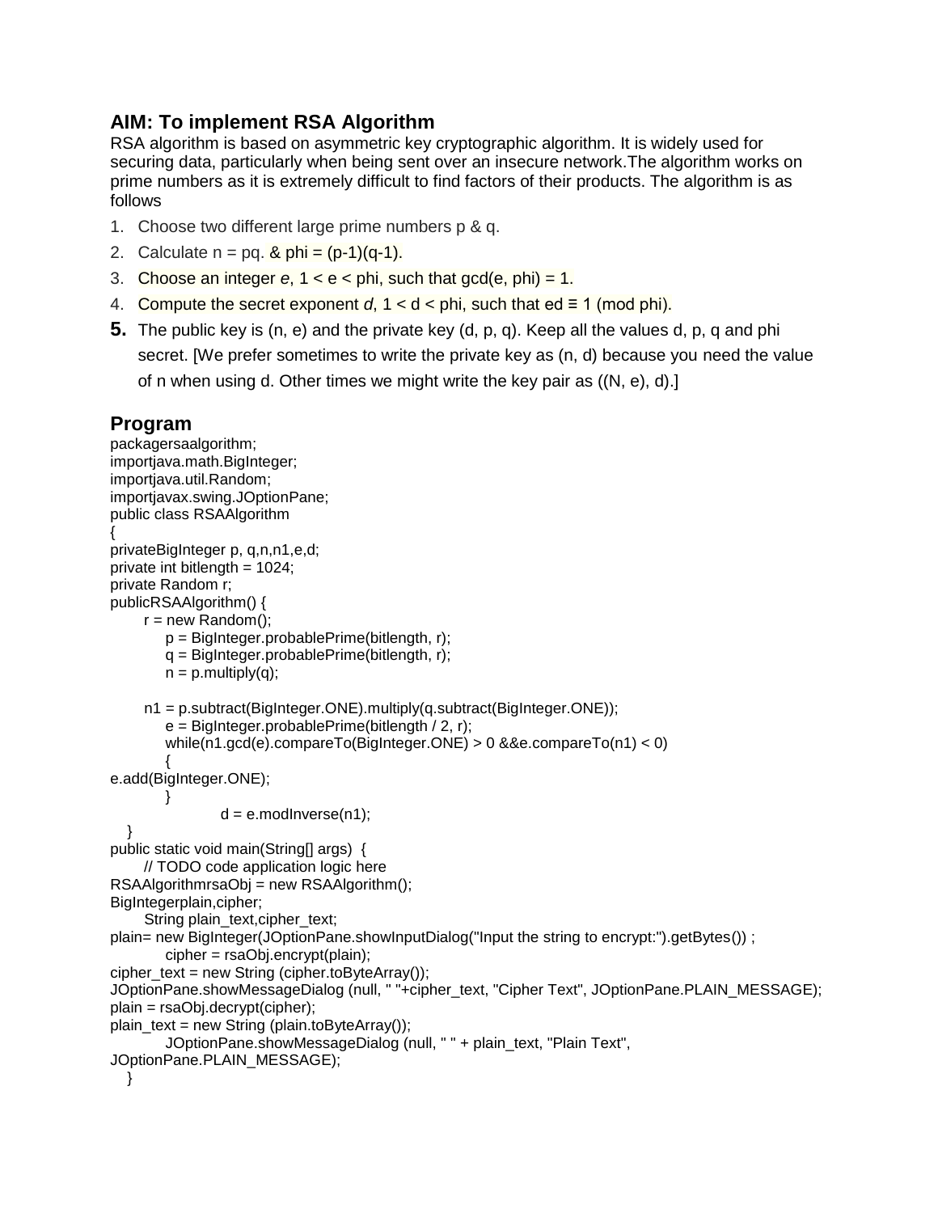## AIM: To implement RSA Algorithm

RSA algorithm is based on asymmetric key cryptographic algorithm. It is widely used for securing data, particularly when being sent over an insecure network.The algorithm works on prime numbers as it is extremely difficult to find factors of their products. The algorithm is as follows

1. Choose two different large prime numbers p & q.
2. Calculate n = pq. & phi = (p-1)(q-1).
3. Choose an integer *e*, 1 < e < phi, such that gcd(e, phi) = 1.
4. Compute the secret exponent *d*, 1 < d < phi, such that ed ≡ 1 (mod phi).
5. The public key is (n, e) and the private key (d, p, q). Keep all the values d, p, q and phi secret. [We prefer sometimes to write the private key as (n, d) because you need the value of n when using d. Other times we might write the key pair as ((N, e), d).]

## Program

```
packagersaalgorithm;
importjava.math.BigInteger;
importjava.util.Random;
importjavax.swing.JOptionPane;
public class RSAAlgorithm
{
privateBigInteger p, q,n,n1,e,d;
private int bitlength = 1024;
private Random r;
publicRSAAlgorithm() {
    r = new Random();
        p = BigInteger.probablePrime(bitlength, r);
        q = BigInteger.probablePrime(bitlength, r);
        n = p.multiply(q);

    n1 = p.subtract(BigInteger.ONE).multiply(q.subtract(BigInteger.ONE));
        e = BigInteger.probablePrime(bitlength / 2, r);
        while(n1.gcd(e).compareTo(BigInteger.ONE) > 0 &&e.compareTo(n1) < 0)
        {
e.add(BigInteger.ONE);
        }
                d = e.modInverse(n1);
  }
public static void main(String[] args)  {
    // TODO code application logic here
RSAAlgorithmrsaObj = new RSAAlgorithm();
BigIntegerplain,cipher;
    String plain_text,cipher_text;
plain= new BigInteger(JOptionPane.showInputDialog("Input the string to encrypt:").getBytes()) ;
        cipher = rsaObj.encrypt(plain);
cipher_text = new String (cipher.toByteArray());
JOptionPane.showMessageDialog (null, " "+cipher_text, "Cipher Text", JOptionPane.PLAIN_MESSAGE);
plain = rsaObj.decrypt(cipher);
plain_text = new String (plain.toByteArray());
        JOptionPane.showMessageDialog (null, " " + plain_text, "Plain Text",
JOptionPane.PLAIN_MESSAGE);
  }
```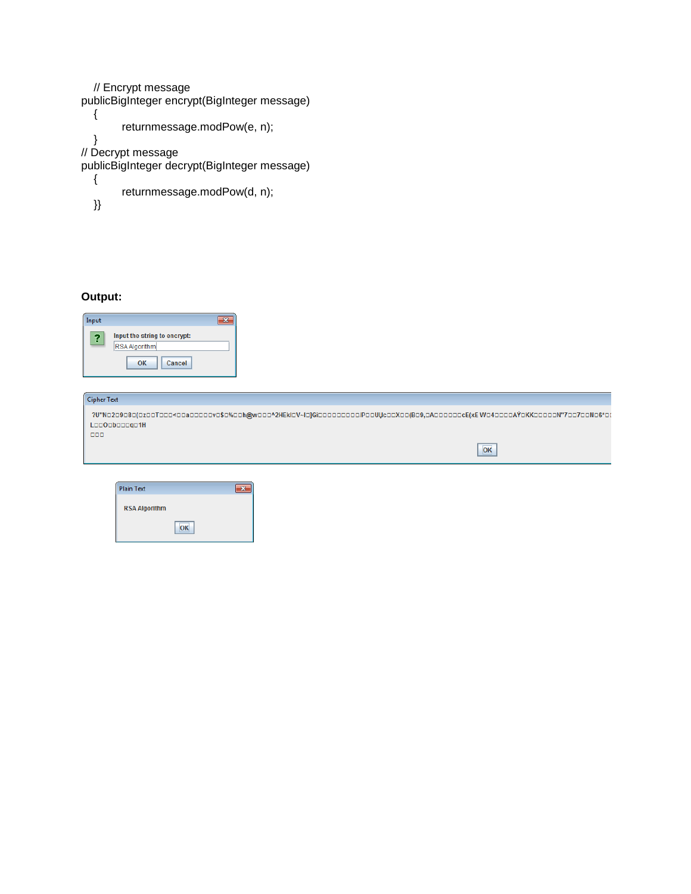```
// Encrypt message
publicBigInteger encrypt(BigInteger message)
{
        returnmessage.modPow(e, n);
}
// Decrypt message
publicBigInteger decrypt(BigInteger message)
{
        returnmessage.modPow(d, n);
}}
```

**Output:**

Input

Input the string to encrypt:

RSA Algorithm

OK Cancel

Cipher Text

OK

Plain Text

RSA Algorithm

OK